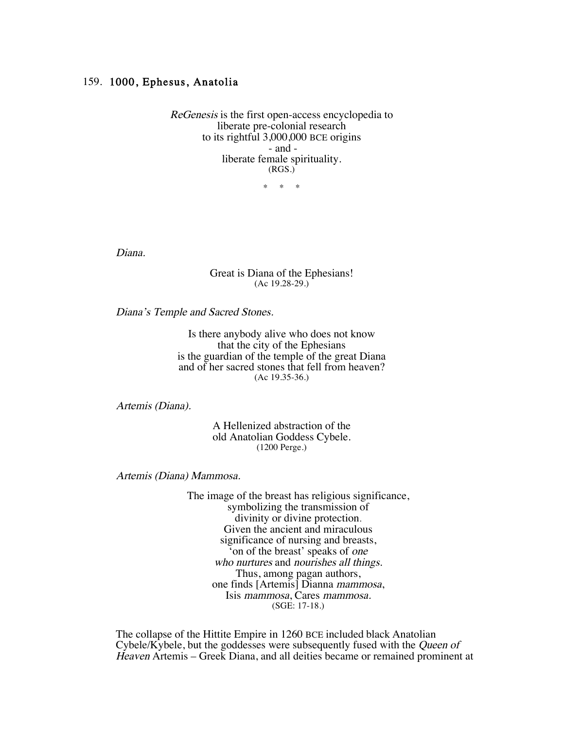## 159. 1000, Ephesus, Anatolia

*ReGenesis* is the first open-access encyclopedia to
liberate pre-colonial research
to its rightful 3,000,000 BCE origins
\- and -
liberate female spirituality.
(RGS.)

\*   \*   \*

*Diana.*

Great is Diana of the Ephesians!
(Ac 19.28-29.)

*Diana's Temple and Sacred Stones.*

Is there anybody alive who does not know
that the city of the Ephesians
is the guardian of the temple of the great Diana
and of her sacred stones that fell from heaven?
(Ac 19.35-36.)

*Artemis (Diana).*

A Hellenized abstraction of the
old Anatolian Goddess Cybele.
(1200 Perge.)

*Artemis (Diana) Mammosa.*

The image of the breast has religious significance,
symbolizing the transmission of
divinity or divine protection.
Given the ancient and miraculous
significance of nursing and breasts,
'on of the breast' speaks of *one
who nurtures* and *nourishes all things.*
Thus, among pagan authors,
one finds [Artemis] Dianna *mammosa*,
Isis *mammosa*, Cares *mammosa.*
(SGE: 17-18.)

The collapse of the Hittite Empire in 1260 BCE included black Anatolian Cybele/Kybele, but the goddesses were subsequently fused with the *Queen of Heaven* Artemis – Greek Diana, and all deities became or remained prominent at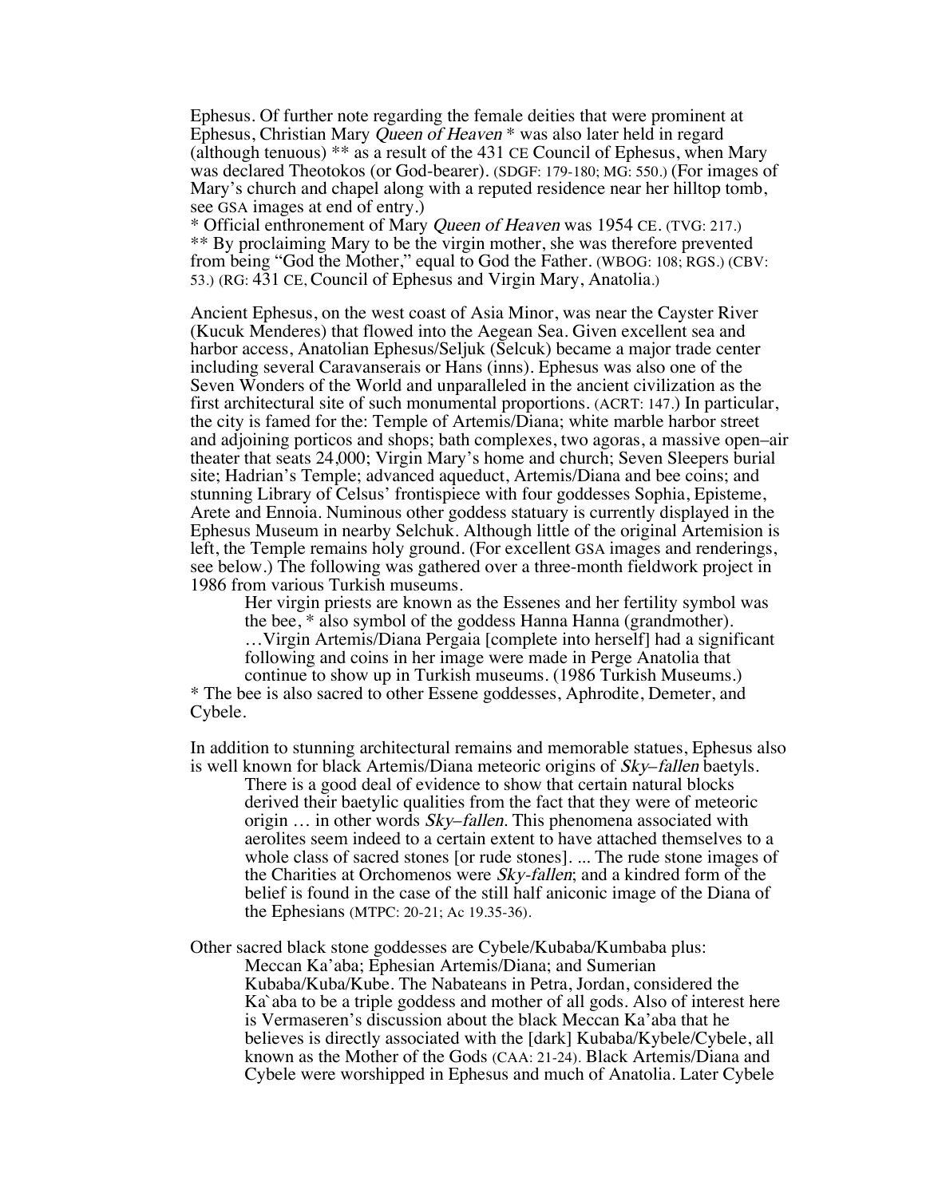Ephesus. Of further note regarding the female deities that were prominent at Ephesus, Christian Mary *Queen of Heaven* * was also later held in regard (although tenuous) ** as a result of the 431 CE Council of Ephesus, when Mary was declared Theotokos (or God-bearer). (SDGF: 179-180; MG: 550.) (For images of Mary's church and chapel along with a reputed residence near her hilltop tomb, see GSA images at end of entry.)

* Official enthronement of Mary *Queen of Heaven* was 1954 CE. (TVG: 217.)
** By proclaiming Mary to be the virgin mother, she was therefore prevented from being "God the Mother," equal to God the Father. (WBOG: 108; RGS.) (CBV: 53.) (RG: 431 CE, Council of Ephesus and Virgin Mary, Anatolia.)

Ancient Ephesus, on the west coast of Asia Minor, was near the Cayster River (Kucuk Menderes) that flowed into the Aegean Sea. Given excellent sea and harbor access, Anatolian Ephesus/Seljuk (Selcuk) became a major trade center including several Caravanserais or Hans (inns). Ephesus was also one of the Seven Wonders of the World and unparalleled in the ancient civilization as the first architectural site of such monumental proportions. (ACRT: 147.) In particular, the city is famed for the: Temple of Artemis/Diana; white marble harbor street and adjoining porticos and shops; bath complexes, two agoras, a massive open–air theater that seats 24,000; Virgin Mary's home and church; Seven Sleepers burial site; Hadrian's Temple; advanced aqueduct, Artemis/Diana and bee coins; and stunning Library of Celsus' frontispiece with four goddesses Sophia, Episteme, Arete and Ennoia. Numinous other goddess statuary is currently displayed in the Ephesus Museum in nearby Selchuk. Although little of the original Artemision is left, the Temple remains holy ground. (For excellent GSA images and renderings, see below.) The following was gathered over a three-month fieldwork project in 1986 from various Turkish museums.

> Her virgin priests are known as the Essenes and her fertility symbol was the bee, * also symbol of the goddess Hanna Hanna (grandmother). …Virgin Artemis/Diana Pergaia [complete into herself] had a significant following and coins in her image were made in Perge Anatolia that continue to show up in Turkish museums. (1986 Turkish Museums.)

* The bee is also sacred to other Essene goddesses, Aphrodite, Demeter, and Cybele.

In addition to stunning architectural remains and memorable statues, Ephesus also is well known for black Artemis/Diana meteoric origins of *Sky–fallen* baetyls.

> There is a good deal of evidence to show that certain natural blocks derived their baetylic qualities from the fact that they were of meteoric origin … in other words *Sky–fallen*. This phenomena associated with aerolites seem indeed to a certain extent to have attached themselves to a whole class of sacred stones [or rude stones]. ... The rude stone images of the Charities at Orchomenos were *Sky-fallen*; and a kindred form of the belief is found in the case of the still half aniconic image of the Diana of the Ephesians (MTPC: 20-21; Ac 19.35-36).

Other sacred black stone goddesses are Cybele/Kubaba/Kumbaba plus:

> Meccan Ka'aba; Ephesian Artemis/Diana; and Sumerian Kubaba/Kuba/Kube. The Nabateans in Petra, Jordan, considered the Ka`aba to be a triple goddess and mother of all gods. Also of interest here is Vermaseren's discussion about the black Meccan Ka'aba that he believes is directly associated with the [dark] Kubaba/Kybele/Cybele, all known as the Mother of the Gods (CAA: 21-24). Black Artemis/Diana and Cybele were worshipped in Ephesus and much of Anatolia. Later Cybele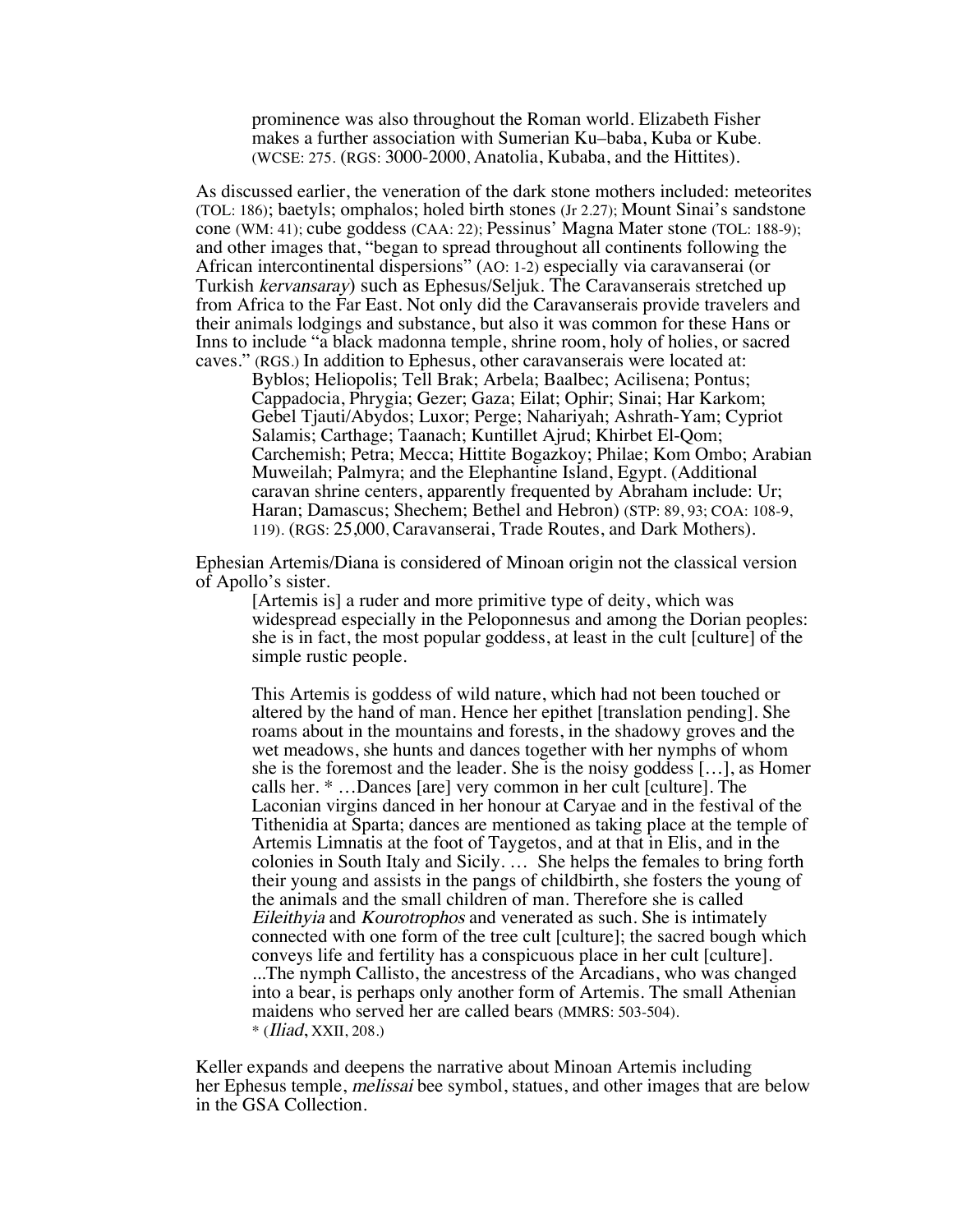> prominence was also throughout the Roman world. Elizabeth Fisher makes a further association with Sumerian Ku–baba, Kuba or Kube. (WCSE: 275. (RGS: 3000-2000, Anatolia, Kubaba, and the Hittites).

As discussed earlier, the veneration of the dark stone mothers included: meteorites (TOL: 186); baetyls; omphalos; holed birth stones (Jr 2.27); Mount Sinai's sandstone cone (WM: 41); cube goddess (CAA: 22); Pessinus' Magna Mater stone (TOL: 188-9); and other images that, "began to spread throughout all continents following the African intercontinental dispersions" (AO: 1-2) especially via caravanserai (or Turkish *kervansaray*) such as Ephesus/Seljuk. The Caravanserais stretched up from Africa to the Far East. Not only did the Caravanserais provide travelers and their animals lodgings and substance, but also it was common for these Hans or Inns to include "a black madonna temple, shrine room, holy of holies, or sacred caves." (RGS.) In addition to Ephesus, other caravanserais were located at:

> Byblos; Heliopolis; Tell Brak; Arbela; Baalbec; Acilisena; Pontus; Cappadocia, Phrygia; Gezer; Gaza; Eilat; Ophir; Sinai; Har Karkom; Gebel Tjauti/Abydos; Luxor; Perge; Nahariyah; Ashrath-Yam; Cypriot Salamis; Carthage; Taanach; Kuntillet Ajrud; Khirbet El-Qom; Carchemish; Petra; Mecca; Hittite Bogazkoy; Philae; Kom Ombo; Arabian Muweilah; Palmyra; and the Elephantine Island, Egypt. (Additional caravan shrine centers, apparently frequented by Abraham include: Ur; Haran; Damascus; Shechem; Bethel and Hebron) (STP: 89, 93; COA: 108-9, 119). (RGS: 25,000, Caravanserai, Trade Routes, and Dark Mothers).

Ephesian Artemis/Diana is considered of Minoan origin not the classical version of Apollo's sister.

> [Artemis is] a ruder and more primitive type of deity, which was widespread especially in the Peloponnesus and among the Dorian peoples: she is in fact, the most popular goddess, at least in the cult [culture] of the simple rustic people.
>
> This Artemis is goddess of wild nature, which had not been touched or altered by the hand of man. Hence her epithet [translation pending]. She roams about in the mountains and forests, in the shadowy groves and the wet meadows, she hunts and dances together with her nymphs of whom she is the foremost and the leader. She is the noisy goddess […], as Homer calls her. * …Dances [are] very common in her cult [culture]. The Laconian virgins danced in her honour at Caryae and in the festival of the Tithenidia at Sparta; dances are mentioned as taking place at the temple of Artemis Limnatis at the foot of Taygetos, and at that in Elis, and in the colonies in South Italy and Sicily. … She helps the females to bring forth their young and assists in the pangs of childbirth, she fosters the young of the animals and the small children of man. Therefore she is called *Eileithyia* and *Kourotrophos* and venerated as such. She is intimately connected with one form of the tree cult [culture]; the sacred bough which conveys life and fertility has a conspicuous place in her cult [culture]. ...The nymph Callisto, the ancestress of the Arcadians, who was changed into a bear, is perhaps only another form of Artemis. The small Athenian maidens who served her are called bears (MMRS: 503-504).
> * (*Iliad*, XXII, 208.)

Keller expands and deepens the narrative about Minoan Artemis including her Ephesus temple, *melissai* bee symbol, statues, and other images that are below in the GSA Collection.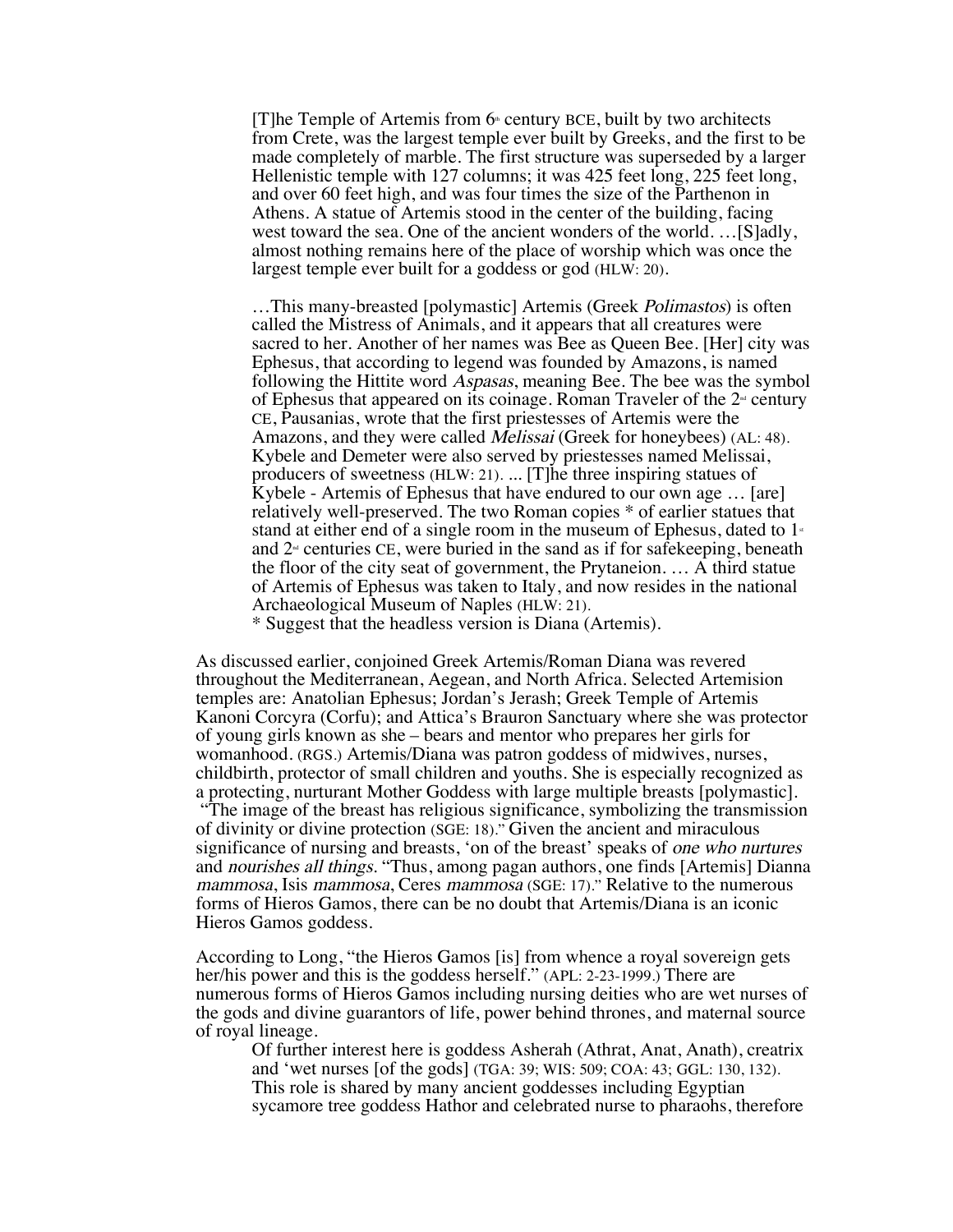> [T]he Temple of Artemis from 6th century BCE, built by two architects from Crete, was the largest temple ever built by Greeks, and the first to be made completely of marble. The first structure was superseded by a larger Hellenistic temple with 127 columns; it was 425 feet long, 225 feet long, and over 60 feet high, and was four times the size of the Parthenon in Athens. A statue of Artemis stood in the center of the building, facing west toward the sea. One of the ancient wonders of the world. …[S]adly, almost nothing remains here of the place of worship which was once the largest temple ever built for a goddess or god (HLW: 20).
>
> …This many-breasted [polymastic] Artemis (Greek *Polimastos*) is often called the Mistress of Animals, and it appears that all creatures were sacred to her. Another of her names was Bee as Queen Bee. [Her] city was Ephesus, that according to legend was founded by Amazons, is named following the Hittite word *Aspasas*, meaning Bee. The bee was the symbol of Ephesus that appeared on its coinage. Roman Traveler of the 2nd century CE, Pausanias, wrote that the first priestesses of Artemis were the Amazons, and they were called *Melissai* (Greek for honeybees) (AL: 48). Kybele and Demeter were also served by priestesses named Melissai, producers of sweetness (HLW: 21). ... [T]he three inspiring statues of Kybele - Artemis of Ephesus that have endured to our own age … [are] relatively well-preserved. The two Roman copies * of earlier statues that stand at either end of a single room in the museum of Ephesus, dated to 1st and 2nd centuries CE, were buried in the sand as if for safekeeping, beneath the floor of the city seat of government, the Prytaneion. … A third statue of Artemis of Ephesus was taken to Italy, and now resides in the national Archaeological Museum of Naples (HLW: 21).
> * Suggest that the headless version is Diana (Artemis).

As discussed earlier, conjoined Greek Artemis/Roman Diana was revered throughout the Mediterranean, Aegean, and North Africa. Selected Artemision temples are: Anatolian Ephesus; Jordan's Jerash; Greek Temple of Artemis Kanoni Corcyra (Corfu); and Attica's Brauron Sanctuary where she was protector of young girls known as she – bears and mentor who prepares her girls for womanhood. (RGS.) Artemis/Diana was patron goddess of midwives, nurses, childbirth, protector of small children and youths. She is especially recognized as a protecting, nurturant Mother Goddess with large multiple breasts [polymastic]. "The image of the breast has religious significance, symbolizing the transmission of divinity or divine protection (SGE: 18)." Given the ancient and miraculous significance of nursing and breasts, 'on of the breast' speaks of *one who nurtures* and *nourishes all things*. "Thus, among pagan authors, one finds [Artemis] Dianna *mammosa*, Isis *mammosa*, Ceres *mammosa* (SGE: 17)." Relative to the numerous forms of Hieros Gamos, there can be no doubt that Artemis/Diana is an iconic Hieros Gamos goddess.

According to Long, "the Hieros Gamos [is] from whence a royal sovereign gets her/his power and this is the goddess herself." (APL: 2-23-1999.) There are numerous forms of Hieros Gamos including nursing deities who are wet nurses of the gods and divine guarantors of life, power behind thrones, and maternal source of royal lineage.

> Of further interest here is goddess Asherah (Athrat, Anat, Anath), creatrix and 'wet nurses [of the gods] (TGA: 39; WIS: 509; COA: 43; GGL: 130, 132). This role is shared by many ancient goddesses including Egyptian sycamore tree goddess Hathor and celebrated nurse to pharaohs, therefore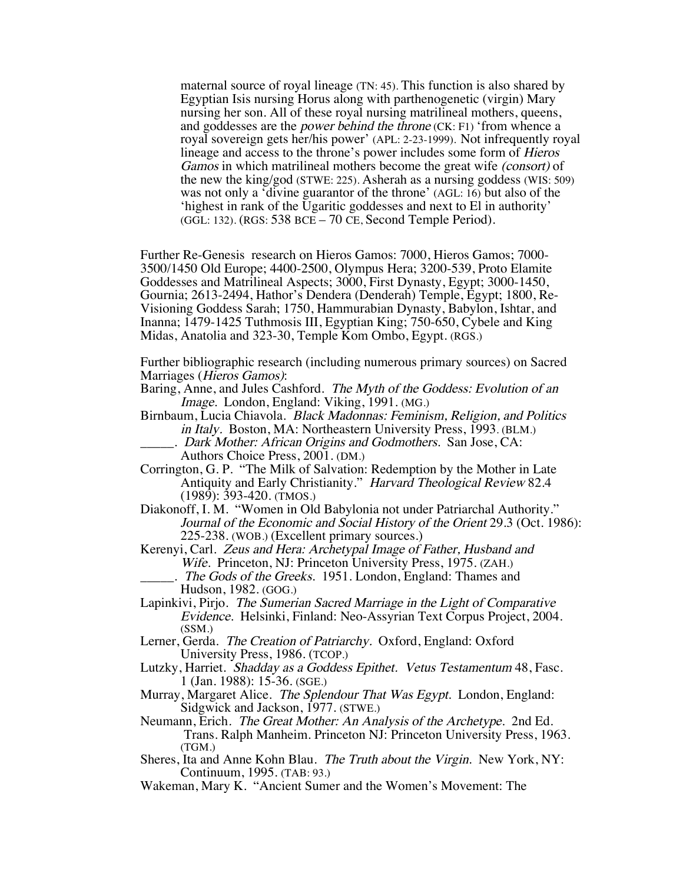> maternal source of royal lineage (TN: 45). This function is also shared by Egyptian Isis nursing Horus along with parthenogenetic (virgin) Mary nursing her son. All of these royal nursing matrilineal mothers, queens, and goddesses are the *power behind the throne* (CK: F1) 'from whence a royal sovereign gets her/his power' (APL: 2-23-1999). Not infrequently royal lineage and access to the throne's power includes some form of *Hieros Gamos* in which matrilineal mothers become the great wife *(consort)* of the new the king/god (STWE: 225). Asherah as a nursing goddess (WIS: 509) was not only a 'divine guarantor of the throne' (AGL: 16) but also of the 'highest in rank of the Ugaritic goddesses and next to El in authority' (GGL: 132). (RGS: 538 BCE – 70 CE, Second Temple Period).

Further Re-Genesis research on Hieros Gamos: 7000, Hieros Gamos; 7000-3500/1450 Old Europe; 4400-2500, Olympus Hera; 3200-539, Proto Elamite Goddesses and Matrilineal Aspects; 3000, First Dynasty, Egypt; 3000-1450, Gournia; 2613-2494, Hathor's Dendera (Denderah) Temple, Egypt; 1800, Re-Visioning Goddess Sarah; 1750, Hammurabian Dynasty, Babylon, Ishtar, and Inanna; 1479-1425 Tuthmosis III, Egyptian King; 750-650, Cybele and King Midas, Anatolia and 323-30, Temple Kom Ombo, Egypt. (RGS.)

Further bibliographic research (including numerous primary sources) on Sacred Marriages (*Hieros Gamos)*:

Baring, Anne, and Jules Cashford. *The Myth of the Goddess: Evolution of an Image.* London, England: Viking, 1991. (MG.)

Birnbaum, Lucia Chiavola. *Black Madonnas: Feminism, Religion, and Politics in Italy.* Boston, MA: Northeastern University Press, 1993. (BLM.)

_____. *Dark Mother: African Origins and Godmothers.* San Jose, CA: Authors Choice Press, 2001. (DM.)

Corrington, G. P. "The Milk of Salvation: Redemption by the Mother in Late Antiquity and Early Christianity." *Harvard Theological Review* 82.4 (1989): 393-420. (TMOS.)

Diakonoff, I. M. "Women in Old Babylonia not under Patriarchal Authority." *Journal of the Economic and Social History of the Orient* 29.3 (Oct. 1986): 225-238. (WOB.) (Excellent primary sources.)

Kerenyi, Carl. *Zeus and Hera: Archetypal Image of Father, Husband and Wife.* Princeton, NJ: Princeton University Press, 1975. (ZAH.)

_____. *The Gods of the Greeks.* 1951. London, England: Thames and Hudson, 1982. (GOG.)

Lapinkivi, Pirjo. *The Sumerian Sacred Marriage in the Light of Comparative Evidence.* Helsinki, Finland: Neo-Assyrian Text Corpus Project, 2004. (SSM.)

Lerner, Gerda. *The Creation of Patriarchy.* Oxford, England: Oxford University Press, 1986. (TCOP.)

Lutzky, Harriet. *Shadday as a Goddess Epithet. Vetus Testamentum* 48, Fasc. 1 (Jan. 1988): 15-36. (SGE.)

Murray, Margaret Alice. *The Splendour That Was Egypt.* London, England: Sidgwick and Jackson, 1977. (STWE.)

Neumann, Erich. *The Great Mother: An Analysis of the Archetype.* 2nd Ed. Trans. Ralph Manheim. Princeton NJ: Princeton University Press, 1963. (TGM.)

Sheres, Ita and Anne Kohn Blau. *The Truth about the Virgin.* New York, NY: Continuum, 1995. (TAB: 93.)

Wakeman, Mary K. "Ancient Sumer and the Women's Movement: The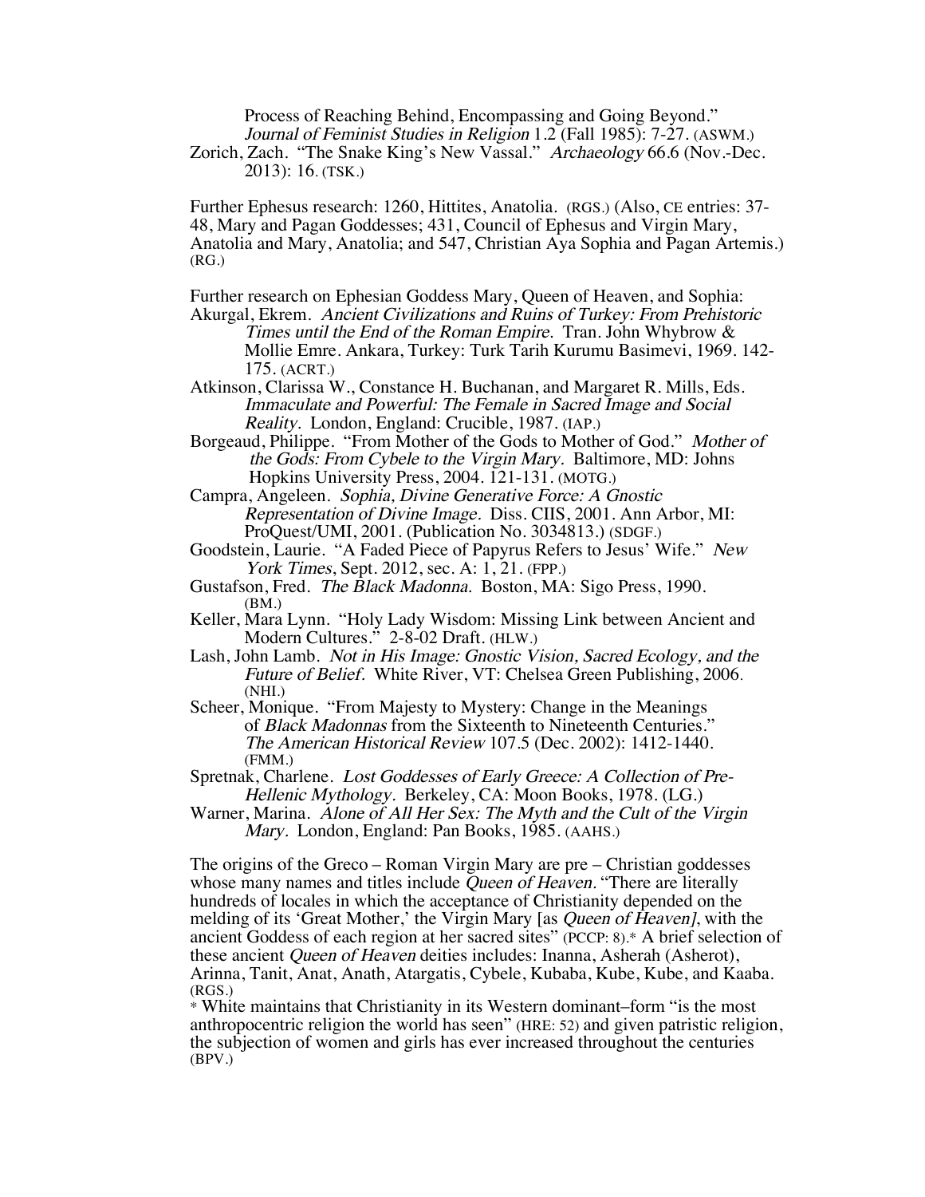Process of Reaching Behind, Encompassing and Going Beyond." *Journal of Feminist Studies in Religion* 1.2 (Fall 1985): 7-27. (ASWM.)

Zorich, Zach. "The Snake King's New Vassal." *Archaeology* 66.6 (Nov.-Dec. 2013): 16. (TSK.)

Further Ephesus research: 1260, Hittites, Anatolia. (RGS.) (Also, CE entries: 37-48, Mary and Pagan Goddesses; 431, Council of Ephesus and Virgin Mary, Anatolia and Mary, Anatolia; and 547, Christian Aya Sophia and Pagan Artemis.) (RG.)

Further research on Ephesian Goddess Mary, Queen of Heaven, and Sophia:

Akurgal, Ekrem. *Ancient Civilizations and Ruins of Turkey: From Prehistoric Times until the End of the Roman Empire.* Tran. John Whybrow & Mollie Emre. Ankara, Turkey: Turk Tarih Kurumu Basimevi, 1969. 142-175. (ACRT.)

Atkinson, Clarissa W., Constance H. Buchanan, and Margaret R. Mills, Eds. *Immaculate and Powerful: The Female in Sacred Image and Social Reality.* London, England: Crucible, 1987. (IAP.)

Borgeaud, Philippe. "From Mother of the Gods to Mother of God." *Mother of the Gods: From Cybele to the Virgin Mary.* Baltimore, MD: Johns Hopkins University Press, 2004. 121-131. (MOTG.)

Campra, Angeleen. *Sophia, Divine Generative Force: A Gnostic Representation of Divine Image.* Diss. CIIS, 2001. Ann Arbor, MI: ProQuest/UMI, 2001. (Publication No. 3034813.) (SDGF.)

Goodstein, Laurie. "A Faded Piece of Papyrus Refers to Jesus' Wife." *New York Times*, Sept. 2012, sec. A: 1, 21. (FPP.)

Gustafson, Fred. *The Black Madonna.* Boston, MA: Sigo Press, 1990. (BM.)

Keller, Mara Lynn. "Holy Lady Wisdom: Missing Link between Ancient and Modern Cultures." 2-8-02 Draft. (HLW.)

Lash, John Lamb. *Not in His Image: Gnostic Vision, Sacred Ecology, and the Future of Belief.* White River, VT: Chelsea Green Publishing, 2006. (NHI.)

Scheer, Monique. "From Majesty to Mystery: Change in the Meanings of *Black Madonnas* from the Sixteenth to Nineteenth Centuries." *The American Historical Review* 107.5 (Dec. 2002): 1412-1440. (FMM.)

Spretnak, Charlene. *Lost Goddesses of Early Greece: A Collection of Pre-Hellenic Mythology.* Berkeley, CA: Moon Books, 1978. (LG.)

Warner, Marina. *Alone of All Her Sex: The Myth and the Cult of the Virgin Mary.* London, England: Pan Books, 1985. (AAHS.)

The origins of the Greco – Roman Virgin Mary are pre – Christian goddesses whose many names and titles include *Queen of Heaven.* "There are literally hundreds of locales in which the acceptance of Christianity depended on the melding of its 'Great Mother,' the Virgin Mary [as *Queen of Heaven]*, with the ancient Goddess of each region at her sacred sites" (PCCP: 8).* A brief selection of these ancient *Queen of Heaven* deities includes: Inanna, Asherah (Asherot), Arinna, Tanit, Anat, Anath, Atargatis, Cybele, Kubaba, Kube, Kube, and Kaaba. (RGS.)

* White maintains that Christianity in its Western dominant–form "is the most anthropocentric religion the world has seen" (HRE: 52) and given patristic religion, the subjection of women and girls has ever increased throughout the centuries (BPV.)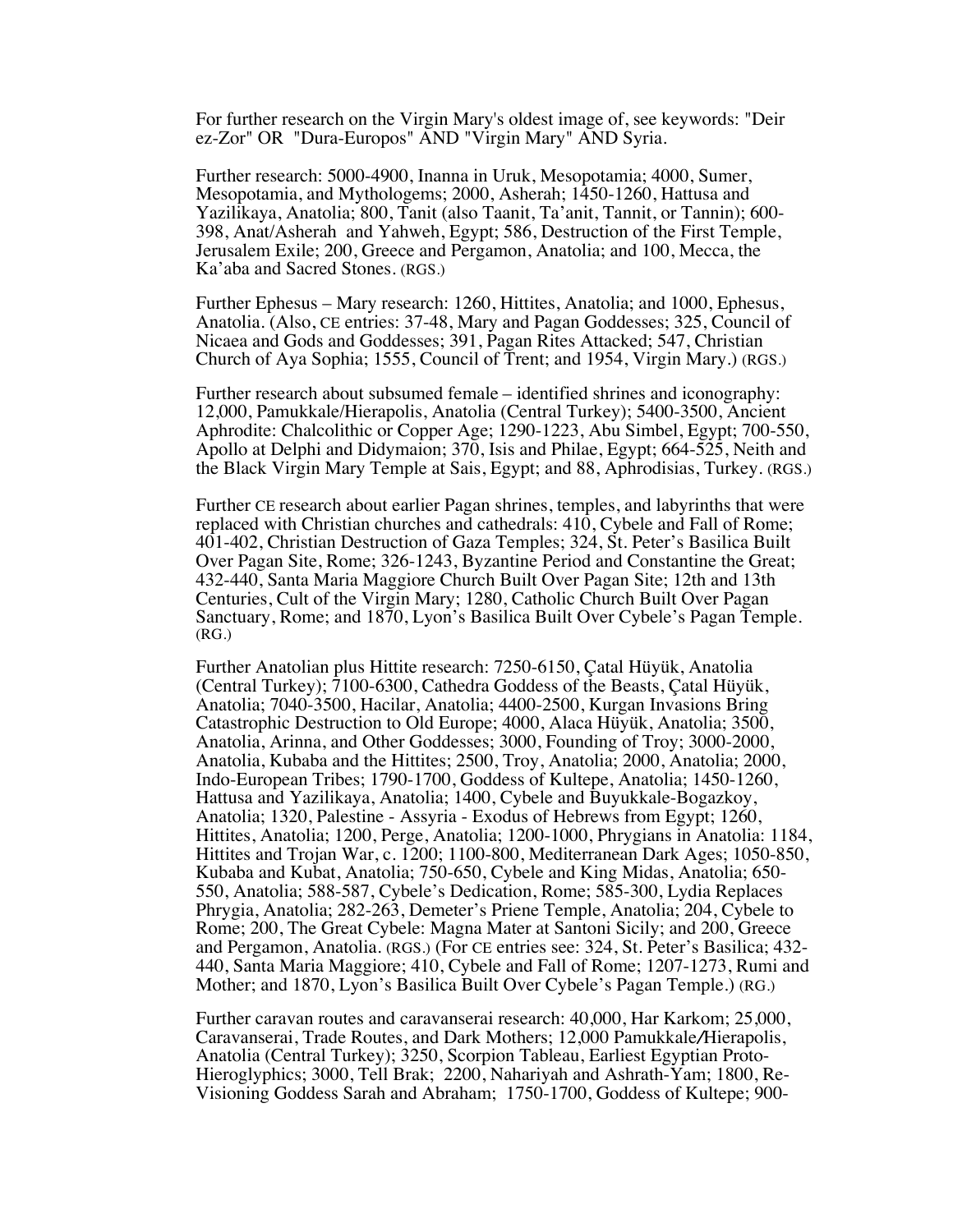For further research on the Virgin Mary's oldest image of, see keywords: "Deir ez-Zor" OR "Dura-Europos" AND "Virgin Mary" AND Syria.

Further research: 5000-4900, Inanna in Uruk, Mesopotamia; 4000, Sumer, Mesopotamia, and Mythologems; 2000, Asherah; 1450-1260, Hattusa and Yazilikaya, Anatolia; 800, Tanit (also Taanit, Ta'anit, Tannit, or Tannin); 600-398, Anat/Asherah and Yahweh, Egypt; 586, Destruction of the First Temple, Jerusalem Exile; 200, Greece and Pergamon, Anatolia; and 100, Mecca, the Ka'aba and Sacred Stones. (RGS.)

Further Ephesus – Mary research: 1260, Hittites, Anatolia; and 1000, Ephesus, Anatolia. (Also, CE entries: 37-48, Mary and Pagan Goddesses; 325, Council of Nicaea and Gods and Goddesses; 391, Pagan Rites Attacked; 547, Christian Church of Aya Sophia; 1555, Council of Trent; and 1954, Virgin Mary.) (RGS.)

Further research about subsumed female – identified shrines and iconography: 12,000, Pamukkale/Hierapolis, Anatolia (Central Turkey); 5400-3500, Ancient Aphrodite: Chalcolithic or Copper Age; 1290-1223, Abu Simbel, Egypt; 700-550, Apollo at Delphi and Didymaion; 370, Isis and Philae, Egypt; 664-525, Neith and the Black Virgin Mary Temple at Sais, Egypt; and 88, Aphrodisias, Turkey. (RGS.)

Further CE research about earlier Pagan shrines, temples, and labyrinths that were replaced with Christian churches and cathedrals: 410, Cybele and Fall of Rome; 401-402, Christian Destruction of Gaza Temples; 324, St. Peter's Basilica Built Over Pagan Site, Rome; 326-1243, Byzantine Period and Constantine the Great; 432-440, Santa Maria Maggiore Church Built Over Pagan Site; 12th and 13th Centuries, Cult of the Virgin Mary; 1280, Catholic Church Built Over Pagan Sanctuary, Rome; and 1870, Lyon's Basilica Built Over Cybele's Pagan Temple. (RG.)

Further Anatolian plus Hittite research: 7250-6150, Çatal Hüyük, Anatolia (Central Turkey); 7100-6300, Cathedra Goddess of the Beasts, Çatal Hüyük, Anatolia; 7040-3500, Hacilar, Anatolia; 4400-2500, Kurgan Invasions Bring Catastrophic Destruction to Old Europe; 4000, Alaca Hüyük, Anatolia; 3500, Anatolia, Arinna, and Other Goddesses; 3000, Founding of Troy; 3000-2000, Anatolia, Kubaba and the Hittites; 2500, Troy, Anatolia; 2000, Anatolia; 2000, Indo-European Tribes; 1790-1700, Goddess of Kultepe, Anatolia; 1450-1260, Hattusa and Yazilikaya, Anatolia; 1400, Cybele and Buyukkale-Bogazkoy, Anatolia; 1320, Palestine - Assyria - Exodus of Hebrews from Egypt; 1260, Hittites, Anatolia; 1200, Perge, Anatolia; 1200-1000, Phrygians in Anatolia: 1184, Hittites and Trojan War, c. 1200; 1100-800, Mediterranean Dark Ages; 1050-850, Kubaba and Kubat, Anatolia; 750-650, Cybele and King Midas, Anatolia; 650-550, Anatolia; 588-587, Cybele's Dedication, Rome; 585-300, Lydia Replaces Phrygia, Anatolia; 282-263, Demeter's Priene Temple, Anatolia; 204, Cybele to Rome; 200, The Great Cybele: Magna Mater at Santoni Sicily; and 200, Greece and Pergamon, Anatolia. (RGS.) (For CE entries see: 324, St. Peter's Basilica; 432-440, Santa Maria Maggiore; 410, Cybele and Fall of Rome; 1207-1273, Rumi and Mother; and 1870, Lyon's Basilica Built Over Cybele's Pagan Temple.) (RG.)

Further caravan routes and caravanserai research: 40,000, Har Karkom; 25,000, Caravanserai, Trade Routes, and Dark Mothers; 12,000 Pamukkale/Hierapolis, Anatolia (Central Turkey); 3250, Scorpion Tableau, Earliest Egyptian Proto-Hieroglyphics; 3000, Tell Brak; 2200, Nahariyah and Ashrath-Yam; 1800, Re-Visioning Goddess Sarah and Abraham; 1750-1700, Goddess of Kultepe; 900-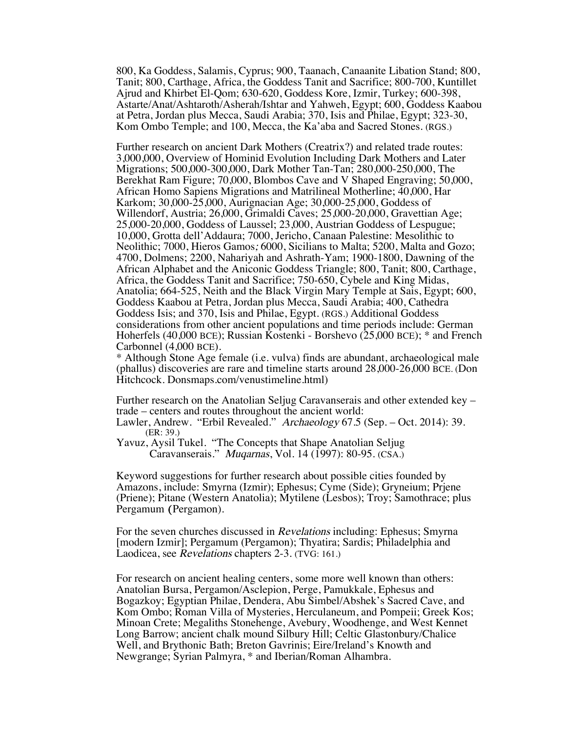800, Ka Goddess, Salamis, Cyprus; 900, Taanach, Canaanite Libation Stand; 800, Tanit; 800, Carthage, Africa, the Goddess Tanit and Sacrifice; 800-700, Kuntillet Ajrud and Khirbet El-Qom; 630-620, Goddess Kore, Izmir, Turkey; 600-398, Astarte/Anat/Ashtaroth/Asherah/Ishtar and Yahweh, Egypt; 600, Goddess Kaabou at Petra, Jordan plus Mecca, Saudi Arabia; 370, Isis and Philae, Egypt; 323-30, Kom Ombo Temple; and 100, Mecca, the Ka'aba and Sacred Stones. (RGS.)

Further research on ancient Dark Mothers (Creatrix?) and related trade routes: 3,000,000, Overview of Hominid Evolution Including Dark Mothers and Later Migrations; 500,000-300,000, Dark Mother Tan-Tan; 280,000-250,000, The Berekhat Ram Figure; 70,000, Blombos Cave and V Shaped Engraving; 50,000, African Homo Sapiens Migrations and Matrilineal Motherline; 40,000, Har Karkom; 30,000-25,000, Aurignacian Age; 30,000-25,000, Goddess of Willendorf, Austria; 26,000, Grimaldi Caves; 25,000-20,000, Gravettian Age; 25,000-20,000, Goddess of Laussel; 23,000, Austrian Goddess of Lespugue; 10,000, Grotta dell'Addaura; 7000, Jericho, Canaan Palestine: Mesolithic to Neolithic; 7000, Hieros Gamos*;* 6000, Sicilians to Malta; 5200, Malta and Gozo; 4700, Dolmens; 2200, Nahariyah and Ashrath-Yam; 1900-1800, Dawning of the African Alphabet and the Aniconic Goddess Triangle; 800, Tanit; 800, Carthage, Africa, the Goddess Tanit and Sacrifice; 750-650, Cybele and King Midas, Anatolia; 664-525, Neith and the Black Virgin Mary Temple at Sais, Egypt; 600, Goddess Kaabou at Petra, Jordan plus Mecca, Saudi Arabia; 400, Cathedra Goddess Isis; and 370, Isis and Philae, Egypt. (RGS.) Additional Goddess considerations from other ancient populations and time periods include: German Hoherfels (40,000 BCE); Russian Kostenki - Borshevo (25,000 BCE); * and French Carbonnel (4,000 BCE).

* Although Stone Age female (i.e. vulva) finds are abundant, archaeological male (phallus) discoveries are rare and timeline starts around 28,000-26,000 BCE. (Don Hitchcock. Donsmaps.com/venustimeline.html)

Further research on the Anatolian Seljug Caravanserais and other extended key – trade – centers and routes throughout the ancient world:

Lawler, Andrew. "Erbil Revealed." *Archaeology* 67.5 (Sep. – Oct. 2014): 39. (ER: 39.)

Yavuz, Aysil Tukel. "The Concepts that Shape Anatolian Seljug Caravanserais." *Muqarnas*, Vol. 14 (1997): 80-95. (CSA.)

Keyword suggestions for further research about possible cities founded by Amazons, include: Smyrna (Izmir); Ephesus; Cyme (Side); Gryneium; Prjene (Priene); Pitane (Western Anatolia); Mytilene (Lesbos); Troy; Samothrace; plus Pergamum **(**Pergamon).

For the seven churches discussed in *Revelations* including: Ephesus; Smyrna [modern Izmir]; Pergamum (Pergamon); Thyatira; Sardis; Philadelphia and Laodicea, see *Revelations* chapters 2-3. (TVG: 161.)

For research on ancient healing centers, some more well known than others: Anatolian Bursa, Pergamon/Asclepion, Perge, Pamukkale, Ephesus and Bogazkoy; Egyptian Philae, Dendera, Abu Simbel/Abshek's Sacred Cave, and Kom Ombo; Roman Villa of Mysteries, Herculaneum, and Pompeii; Greek Kos; Minoan Crete; Megaliths Stonehenge, Avebury, Woodhenge, and West Kennet Long Barrow; ancient chalk mound Silbury Hill; Celtic Glastonbury/Chalice Well, and Brythonic Bath; Breton Gavrinis; Eire/Ireland's Knowth and Newgrange; Syrian Palmyra, * and Iberian/Roman Alhambra.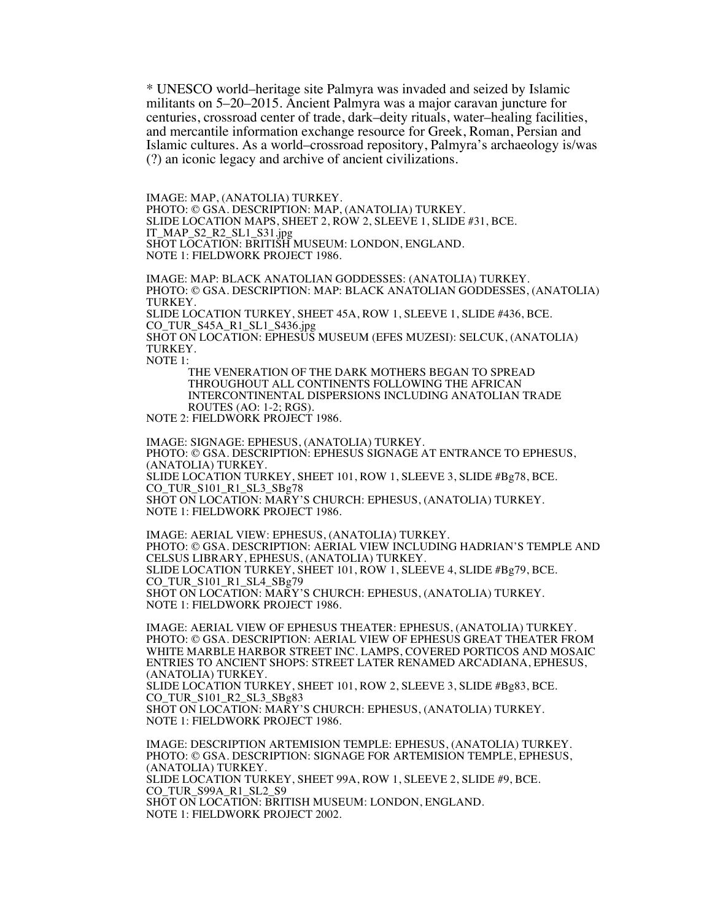* UNESCO world–heritage site Palmyra was invaded and seized by Islamic militants on 5–20–2015. Ancient Palmyra was a major caravan juncture for centuries, crossroad center of trade, dark–deity rituals, water–healing facilities, and mercantile information exchange resource for Greek, Roman, Persian and Islamic cultures. As a world–crossroad repository, Palmyra's archaeology is/was (?) an iconic legacy and archive of ancient civilizations.

IMAGE: MAP, (ANATOLIA) TURKEY.
PHOTO: © GSA. DESCRIPTION: MAP, (ANATOLIA) TURKEY.
SLIDE LOCATION MAPS, SHEET 2, ROW 2, SLEEVE 1, SLIDE #31, BCE.
IT_MAP_S2_R2_SL1_S31.jpg
SHOT LOCATION: BRITISH MUSEUM: LONDON, ENGLAND.
NOTE 1: FIELDWORK PROJECT 1986.

IMAGE: MAP: BLACK ANATOLIAN GODDESSES: (ANATOLIA) TURKEY.
PHOTO: © GSA. DESCRIPTION: MAP: BLACK ANATOLIAN GODDESSES, (ANATOLIA) TURKEY.
SLIDE LOCATION TURKEY, SHEET 45A, ROW 1, SLEEVE 1, SLIDE #436, BCE.
CO_TUR_S45A_R1_SL1_S436.jpg
SHOT ON LOCATION: EPHESUS MUSEUM (EFES MUZESI): SELCUK, (ANATOLIA) TURKEY.
NOTE 1:

> THE VENERATION OF THE DARK MOTHERS BEGAN TO SPREAD THROUGHOUT ALL CONTINENTS FOLLOWING THE AFRICAN INTERCONTINENTAL DISPERSIONS INCLUDING ANATOLIAN TRADE ROUTES (AO: 1-2; RGS).

NOTE 2: FIELDWORK PROJECT 1986.

IMAGE: SIGNAGE: EPHESUS, (ANATOLIA) TURKEY.
PHOTO: © GSA. DESCRIPTION: EPHESUS SIGNAGE AT ENTRANCE TO EPHESUS, (ANATOLIA) TURKEY.
SLIDE LOCATION TURKEY, SHEET 101, ROW 1, SLEEVE 3, SLIDE #Bg78, BCE.
CO_TUR_S101_R1_SL3_SBg78
SHOT ON LOCATION: MARY'S CHURCH: EPHESUS, (ANATOLIA) TURKEY.
NOTE 1: FIELDWORK PROJECT 1986.

IMAGE: AERIAL VIEW: EPHESUS, (ANATOLIA) TURKEY.
PHOTO: © GSA. DESCRIPTION: AERIAL VIEW INCLUDING HADRIAN'S TEMPLE AND CELSUS LIBRARY, EPHESUS, (ANATOLIA) TURKEY.
SLIDE LOCATION TURKEY, SHEET 101, ROW 1, SLEEVE 4, SLIDE #Bg79, BCE.
CO_TUR_S101_R1_SL4_SBg79
SHOT ON LOCATION: MARY'S CHURCH: EPHESUS, (ANATOLIA) TURKEY.
NOTE 1: FIELDWORK PROJECT 1986.

IMAGE: AERIAL VIEW OF EPHESUS THEATER: EPHESUS, (ANATOLIA) TURKEY.
PHOTO: © GSA. DESCRIPTION: AERIAL VIEW OF EPHESUS GREAT THEATER FROM WHITE MARBLE HARBOR STREET INC. LAMPS, COVERED PORTICOS AND MOSAIC ENTRIES TO ANCIENT SHOPS: STREET LATER RENAMED ARCADIANA, EPHESUS, (ANATOLIA) TURKEY.
SLIDE LOCATION TURKEY, SHEET 101, ROW 2, SLEEVE 3, SLIDE #Bg83, BCE.
CO_TUR_S101_R2_SL3_SBg83
SHOT ON LOCATION: MARY'S CHURCH: EPHESUS, (ANATOLIA) TURKEY.
NOTE 1: FIELDWORK PROJECT 1986.

IMAGE: DESCRIPTION ARTEMISION TEMPLE: EPHESUS, (ANATOLIA) TURKEY.
PHOTO: © GSA. DESCRIPTION: SIGNAGE FOR ARTEMISION TEMPLE, EPHESUS, (ANATOLIA) TURKEY.
SLIDE LOCATION TURKEY, SHEET 99A, ROW 1, SLEEVE 2, SLIDE #9, BCE.
CO_TUR_S99A_R1_SL2_S9
SHOT ON LOCATION: BRITISH MUSEUM: LONDON, ENGLAND.
NOTE 1: FIELDWORK PROJECT 2002.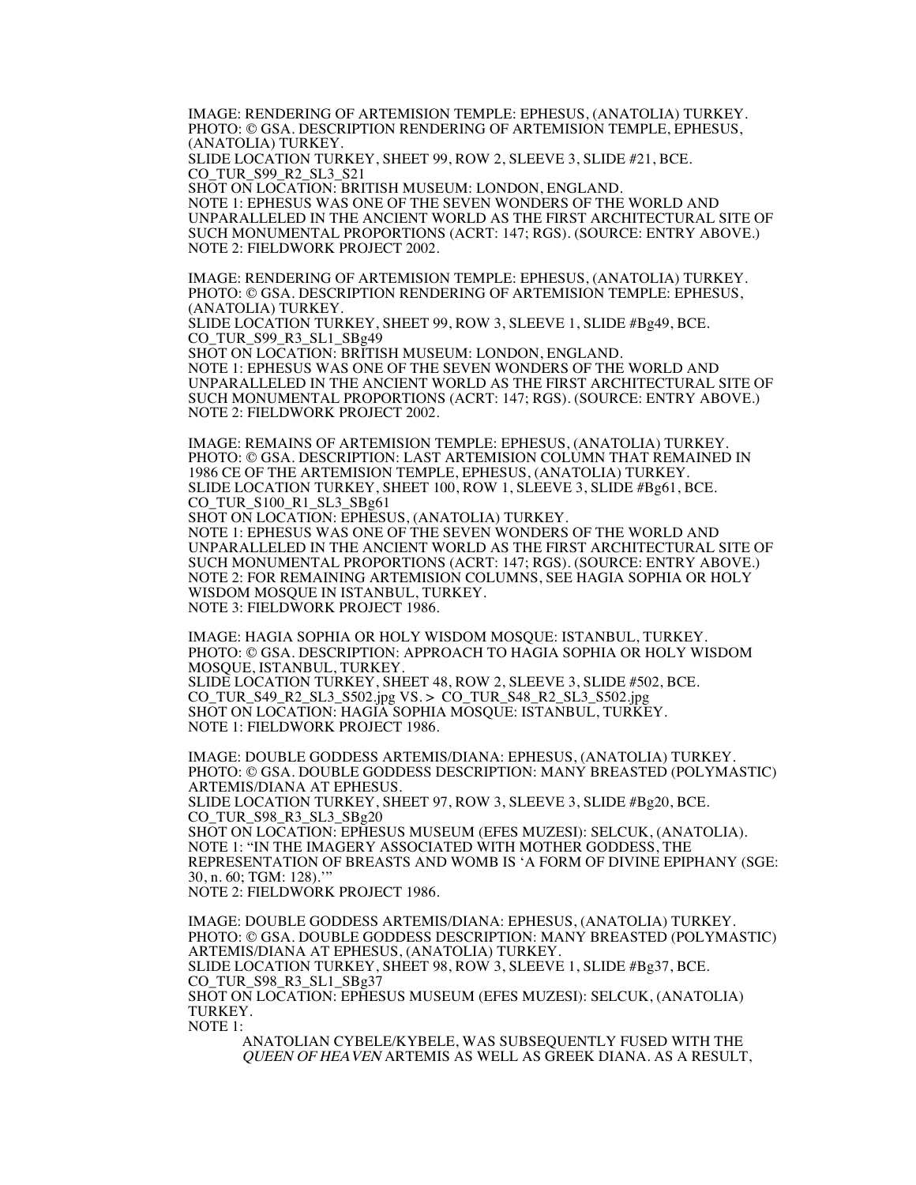IMAGE: RENDERING OF ARTEMISION TEMPLE: EPHESUS, (ANATOLIA) TURKEY.
PHOTO: © GSA. DESCRIPTION RENDERING OF ARTEMISION TEMPLE, EPHESUS, (ANATOLIA) TURKEY.
SLIDE LOCATION TURKEY, SHEET 99, ROW 2, SLEEVE 3, SLIDE #21, BCE.
CO_TUR_S99_R2_SL3_S21
SHOT ON LOCATION: BRITISH MUSEUM: LONDON, ENGLAND.
NOTE 1: EPHESUS WAS ONE OF THE SEVEN WONDERS OF THE WORLD AND UNPARALLELED IN THE ANCIENT WORLD AS THE FIRST ARCHITECTURAL SITE OF SUCH MONUMENTAL PROPORTIONS (ACRT: 147; RGS). (SOURCE: ENTRY ABOVE.)
NOTE 2: FIELDWORK PROJECT 2002.

IMAGE: RENDERING OF ARTEMISION TEMPLE: EPHESUS, (ANATOLIA) TURKEY.
PHOTO: © GSA. DESCRIPTION RENDERING OF ARTEMISION TEMPLE: EPHESUS, (ANATOLIA) TURKEY.
SLIDE LOCATION TURKEY, SHEET 99, ROW 3, SLEEVE 1, SLIDE #Bg49, BCE.
CO_TUR_S99_R3_SL1_SBg49
SHOT ON LOCATION: BRITISH MUSEUM: LONDON, ENGLAND.
NOTE 1: EPHESUS WAS ONE OF THE SEVEN WONDERS OF THE WORLD AND UNPARALLELED IN THE ANCIENT WORLD AS THE FIRST ARCHITECTURAL SITE OF SUCH MONUMENTAL PROPORTIONS (ACRT: 147; RGS). (SOURCE: ENTRY ABOVE.)
NOTE 2: FIELDWORK PROJECT 2002.

IMAGE: REMAINS OF ARTEMISION TEMPLE: EPHESUS, (ANATOLIA) TURKEY.
PHOTO: © GSA. DESCRIPTION: LAST ARTEMISION COLUMN THAT REMAINED IN 1986 CE OF THE ARTEMISION TEMPLE, EPHESUS, (ANATOLIA) TURKEY.
SLIDE LOCATION TURKEY, SHEET 100, ROW 1, SLEEVE 3, SLIDE #Bg61, BCE.
CO_TUR_S100_R1_SL3_SBg61
SHOT ON LOCATION: EPHESUS, (ANATOLIA) TURKEY.
NOTE 1: EPHESUS WAS ONE OF THE SEVEN WONDERS OF THE WORLD AND UNPARALLELED IN THE ANCIENT WORLD AS THE FIRST ARCHITECTURAL SITE OF SUCH MONUMENTAL PROPORTIONS (ACRT: 147; RGS). (SOURCE: ENTRY ABOVE.)
NOTE 2: FOR REMAINING ARTEMISION COLUMNS, SEE HAGIA SOPHIA OR HOLY WISDOM MOSQUE IN ISTANBUL, TURKEY.
NOTE 3: FIELDWORK PROJECT 1986.

IMAGE: HAGIA SOPHIA OR HOLY WISDOM MOSQUE: ISTANBUL, TURKEY.
PHOTO: © GSA. DESCRIPTION: APPROACH TO HAGIA SOPHIA OR HOLY WISDOM MOSQUE, ISTANBUL, TURKEY.
SLIDE LOCATION TURKEY, SHEET 48, ROW 2, SLEEVE 3, SLIDE #502, BCE.
CO_TUR_S49_R2_SL3_S502.jpg VS. > CO_TUR_S48_R2_SL3_S502.jpg
SHOT ON LOCATION: HAGIA SOPHIA MOSQUE: ISTANBUL, TURKEY.
NOTE 1: FIELDWORK PROJECT 1986.

IMAGE: DOUBLE GODDESS ARTEMIS/DIANA: EPHESUS, (ANATOLIA) TURKEY.
PHOTO: © GSA. DOUBLE GODDESS DESCRIPTION: MANY BREASTED (POLYMASTIC) ARTEMIS/DIANA AT EPHESUS.
SLIDE LOCATION TURKEY, SHEET 97, ROW 3, SLEEVE 3, SLIDE #Bg20, BCE.
CO_TUR_S98_R3_SL3_SBg20
SHOT ON LOCATION: EPHESUS MUSEUM (EFES MUZESI): SELCUK, (ANATOLIA).
NOTE 1: "IN THE IMAGERY ASSOCIATED WITH MOTHER GODDESS, THE REPRESENTATION OF BREASTS AND WOMB IS 'A FORM OF DIVINE EPIPHANY (SGE: 30, n. 60; TGM: 128).'"
NOTE 2: FIELDWORK PROJECT 1986.

IMAGE: DOUBLE GODDESS ARTEMIS/DIANA: EPHESUS, (ANATOLIA) TURKEY.
PHOTO: © GSA. DOUBLE GODDESS DESCRIPTION: MANY BREASTED (POLYMASTIC) ARTEMIS/DIANA AT EPHESUS, (ANATOLIA) TURKEY.
SLIDE LOCATION TURKEY, SHEET 98, ROW 3, SLEEVE 1, SLIDE #Bg37, BCE.
CO_TUR_S98_R3_SL1_SBg37
SHOT ON LOCATION: EPHESUS MUSEUM (EFES MUZESI): SELCUK, (ANATOLIA) TURKEY.
NOTE 1:

> ANATOLIAN CYBELE/KYBELE, WAS SUBSEQUENTLY FUSED WITH THE *QUEEN OF HEAVEN* ARTEMIS AS WELL AS GREEK DIANA. AS A RESULT,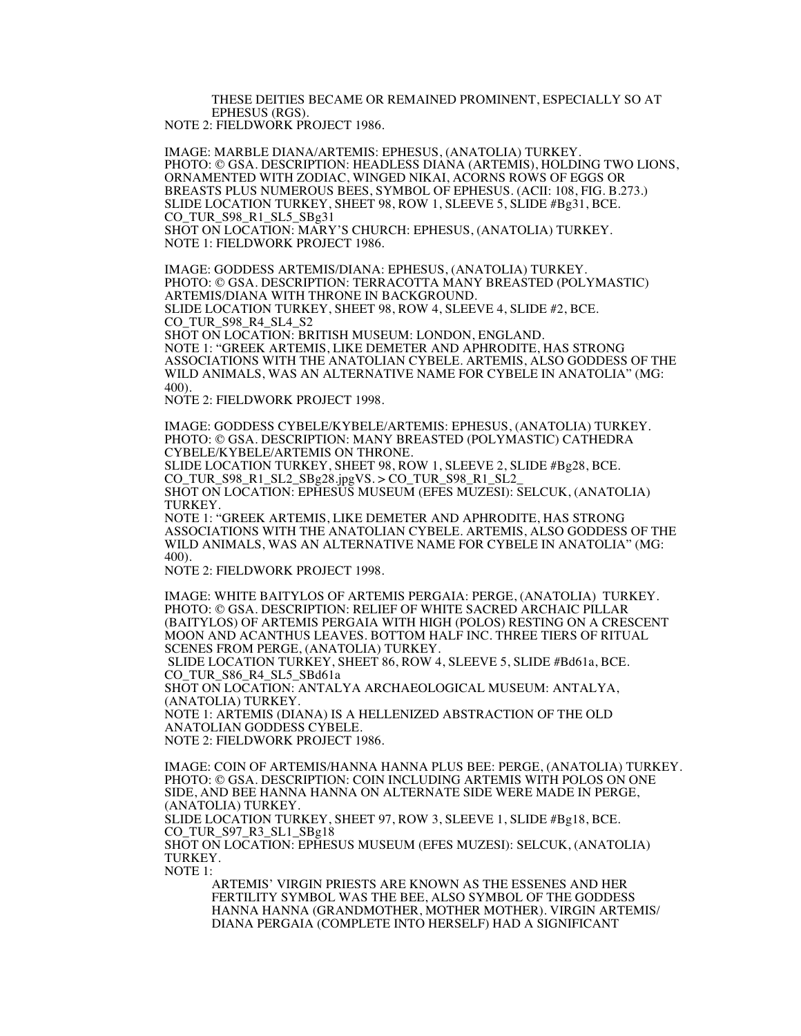THESE DEITIES BECAME OR REMAINED PROMINENT, ESPECIALLY SO AT EPHESUS (RGS).

NOTE 2: FIELDWORK PROJECT 1986.

IMAGE: MARBLE DIANA/ARTEMIS: EPHESUS, (ANATOLIA) TURKEY.
PHOTO: © GSA. DESCRIPTION: HEADLESS DIANA (ARTEMIS), HOLDING TWO LIONS, ORNAMENTED WITH ZODIAC, WINGED NIKAI, ACORNS ROWS OF EGGS OR BREASTS PLUS NUMEROUS BEES, SYMBOL OF EPHESUS. (ACII: 108, FIG. B.273.)
SLIDE LOCATION TURKEY, SHEET 98, ROW 1, SLEEVE 5, SLIDE #Bg31, BCE.
CO_TUR_S98_R1_SL5_SBg31
SHOT ON LOCATION: MARY'S CHURCH: EPHESUS, (ANATOLIA) TURKEY.
NOTE 1: FIELDWORK PROJECT 1986.

IMAGE: GODDESS ARTEMIS/DIANA: EPHESUS, (ANATOLIA) TURKEY.
PHOTO: © GSA. DESCRIPTION: TERRACOTTA MANY BREASTED (POLYMASTIC) ARTEMIS/DIANA WITH THRONE IN BACKGROUND.
SLIDE LOCATION TURKEY, SHEET 98, ROW 4, SLEEVE 4, SLIDE #2, BCE.
CO_TUR_S98_R4_SL4_S2
SHOT ON LOCATION: BRITISH MUSEUM: LONDON, ENGLAND.
NOTE 1: "GREEK ARTEMIS, LIKE DEMETER AND APHRODITE, HAS STRONG ASSOCIATIONS WITH THE ANATOLIAN CYBELE. ARTEMIS, ALSO GODDESS OF THE WILD ANIMALS, WAS AN ALTERNATIVE NAME FOR CYBELE IN ANATOLIA" (MG: 400).
NOTE 2: FIELDWORK PROJECT 1998.

IMAGE: GODDESS CYBELE/KYBELE/ARTEMIS: EPHESUS, (ANATOLIA) TURKEY.
PHOTO: © GSA. DESCRIPTION: MANY BREASTED (POLYMASTIC) CATHEDRA CYBELE/KYBELE/ARTEMIS ON THRONE.
SLIDE LOCATION TURKEY, SHEET 98, ROW 1, SLEEVE 2, SLIDE #Bg28, BCE.
CO_TUR_S98_R1_SL2_SBg28.jpgVS. > CO_TUR_S98_R1_SL2_
SHOT ON LOCATION: EPHESUS MUSEUM (EFES MUZESI): SELCUK, (ANATOLIA) TURKEY.
NOTE 1: "GREEK ARTEMIS, LIKE DEMETER AND APHRODITE, HAS STRONG ASSOCIATIONS WITH THE ANATOLIAN CYBELE. ARTEMIS, ALSO GODDESS OF THE WILD ANIMALS, WAS AN ALTERNATIVE NAME FOR CYBELE IN ANATOLIA" (MG: 400).
NOTE 2: FIELDWORK PROJECT 1998.

IMAGE: WHITE BAITYLOS OF ARTEMIS PERGAIA: PERGE, (ANATOLIA) TURKEY.
PHOTO: © GSA. DESCRIPTION: RELIEF OF WHITE SACRED ARCHAIC PILLAR (BAITYLOS) OF ARTEMIS PERGAIA WITH HIGH (POLOS) RESTING ON A CRESCENT MOON AND ACANTHUS LEAVES. BOTTOM HALF INC. THREE TIERS OF RITUAL SCENES FROM PERGE, (ANATOLIA) TURKEY.
SLIDE LOCATION TURKEY, SHEET 86, ROW 4, SLEEVE 5, SLIDE #Bd61a, BCE.
CO_TUR_S86_R4_SL5_SBd61a
SHOT ON LOCATION: ANTALYA ARCHAEOLOGICAL MUSEUM: ANTALYA, (ANATOLIA) TURKEY.
NOTE 1: ARTEMIS (DIANA) IS A HELLENIZED ABSTRACTION OF THE OLD ANATOLIAN GODDESS CYBELE.
NOTE 2: FIELDWORK PROJECT 1986.

IMAGE: COIN OF ARTEMIS/HANNA HANNA PLUS BEE: PERGE, (ANATOLIA) TURKEY.
PHOTO: © GSA. DESCRIPTION: COIN INCLUDING ARTEMIS WITH POLOS ON ONE SIDE, AND BEE HANNA HANNA ON ALTERNATE SIDE WERE MADE IN PERGE, (ANATOLIA) TURKEY.
SLIDE LOCATION TURKEY, SHEET 97, ROW 3, SLEEVE 1, SLIDE #Bg18, BCE.
CO_TUR_S97_R3_SL1_SBg18
SHOT ON LOCATION: EPHESUS MUSEUM (EFES MUZESI): SELCUK, (ANATOLIA) TURKEY.
NOTE 1:

ARTEMIS' VIRGIN PRIESTS ARE KNOWN AS THE ESSENES AND HER FERTILITY SYMBOL WAS THE BEE, ALSO SYMBOL OF THE GODDESS HANNA HANNA (GRANDMOTHER, MOTHER MOTHER). VIRGIN ARTEMIS/DIANA PERGAIA (COMPLETE INTO HERSELF) HAD A SIGNIFICANT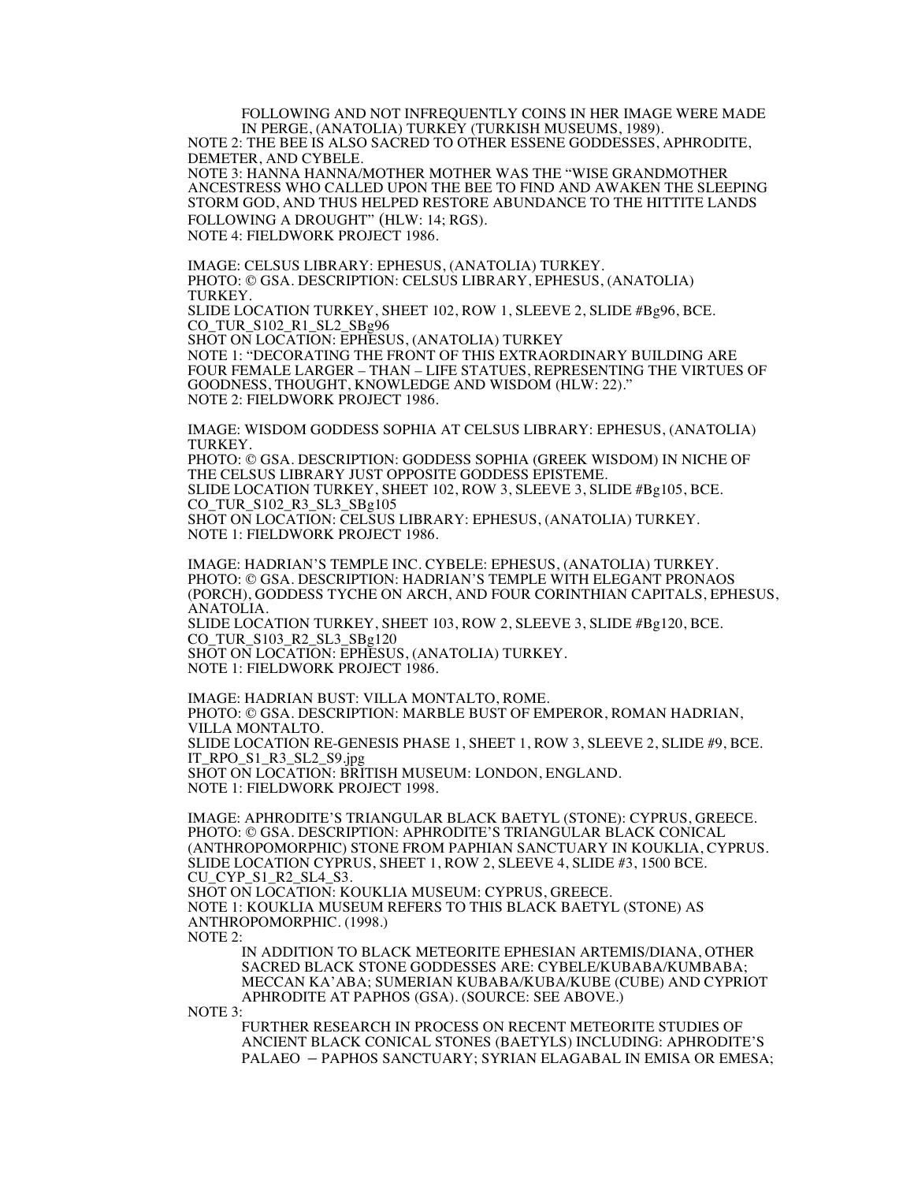FOLLOWING AND NOT INFREQUENTLY COINS IN HER IMAGE WERE MADE IN PERGE, (ANATOLIA) TURKEY (TURKISH MUSEUMS, 1989).

NOTE 2: THE BEE IS ALSO SACRED TO OTHER ESSENE GODDESSES, APHRODITE, DEMETER, AND CYBELE.

NOTE 3: HANNA HANNA/MOTHER MOTHER WAS THE "WISE GRANDMOTHER ANCESTRESS WHO CALLED UPON THE BEE TO FIND AND AWAKEN THE SLEEPING STORM GOD, AND THUS HELPED RESTORE ABUNDANCE TO THE HITTITE LANDS FOLLOWING A DROUGHT" (HLW: 14; RGS).

NOTE 4: FIELDWORK PROJECT 1986.

IMAGE: CELSUS LIBRARY: EPHESUS, (ANATOLIA) TURKEY.
PHOTO: © GSA. DESCRIPTION: CELSUS LIBRARY, EPHESUS, (ANATOLIA) TURKEY.
SLIDE LOCATION TURKEY, SHEET 102, ROW 1, SLEEVE 2, SLIDE #Bg96, BCE.
CO_TUR_S102_R1_SL2_SBg96
SHOT ON LOCATION: EPHESUS, (ANATOLIA) TURKEY
NOTE 1: "DECORATING THE FRONT OF THIS EXTRAORDINARY BUILDING ARE FOUR FEMALE LARGER – THAN – LIFE STATUES, REPRESENTING THE VIRTUES OF GOODNESS, THOUGHT, KNOWLEDGE AND WISDOM (HLW: 22)."
NOTE 2: FIELDWORK PROJECT 1986.

IMAGE: WISDOM GODDESS SOPHIA AT CELSUS LIBRARY: EPHESUS, (ANATOLIA) TURKEY.
PHOTO: © GSA. DESCRIPTION: GODDESS SOPHIA (GREEK WISDOM) IN NICHE OF THE CELSUS LIBRARY JUST OPPOSITE GODDESS EPISTEME.
SLIDE LOCATION TURKEY, SHEET 102, ROW 3, SLEEVE 3, SLIDE #Bg105, BCE.
CO_TUR_S102_R3_SL3_SBg105
SHOT ON LOCATION: CELSUS LIBRARY: EPHESUS, (ANATOLIA) TURKEY.
NOTE 1: FIELDWORK PROJECT 1986.

IMAGE: HADRIAN'S TEMPLE INC. CYBELE: EPHESUS, (ANATOLIA) TURKEY.
PHOTO: © GSA. DESCRIPTION: HADRIAN'S TEMPLE WITH ELEGANT PRONAOS (PORCH), GODDESS TYCHE ON ARCH, AND FOUR CORINTHIAN CAPITALS, EPHESUS, ANATOLIA.
SLIDE LOCATION TURKEY, SHEET 103, ROW 2, SLEEVE 3, SLIDE #Bg120, BCE.
CO_TUR_S103_R2_SL3_SBg120
SHOT ON LOCATION: EPHESUS, (ANATOLIA) TURKEY.
NOTE 1: FIELDWORK PROJECT 1986.

IMAGE: HADRIAN BUST: VILLA MONTALTO, ROME.
PHOTO: © GSA. DESCRIPTION: MARBLE BUST OF EMPEROR, ROMAN HADRIAN, VILLA MONTALTO.
SLIDE LOCATION RE-GENESIS PHASE 1, SHEET 1, ROW 3, SLEEVE 2, SLIDE #9, BCE.
IT_RPO_S1_R3_SL2_S9.jpg
SHOT ON LOCATION: BRITISH MUSEUM: LONDON, ENGLAND.
NOTE 1: FIELDWORK PROJECT 1998.

IMAGE: APHRODITE'S TRIANGULAR BLACK BAETYL (STONE): CYPRUS, GREECE.
PHOTO: © GSA. DESCRIPTION: APHRODITE'S TRIANGULAR BLACK CONICAL (ANTHROPOMORPHIC) STONE FROM PAPHIAN SANCTUARY IN KOUKLIA, CYPRUS.
SLIDE LOCATION CYPRUS, SHEET 1, ROW 2, SLEEVE 4, SLIDE #3, 1500 BCE.
CU_CYP_S1_R2_SL4_S3.
SHOT ON LOCATION: KOUKLIA MUSEUM: CYPRUS, GREECE.
NOTE 1: KOUKLIA MUSEUM REFERS TO THIS BLACK BAETYL (STONE) AS ANTHROPOMORPHIC. (1998.)
NOTE 2:

IN ADDITION TO BLACK METEORITE EPHESIAN ARTEMIS/DIANA, OTHER SACRED BLACK STONE GODDESSES ARE: CYBELE/KUBABA/KUMBABA; MECCAN KA'ABA; SUMERIAN KUBABA/KUBA/KUBE (CUBE) AND CYPRIOT APHRODITE AT PAPHOS (GSA). (SOURCE: SEE ABOVE.)

NOTE 3:

FURTHER RESEARCH IN PROCESS ON RECENT METEORITE STUDIES OF ANCIENT BLACK CONICAL STONES (BAETYLS) INCLUDING: APHRODITE'S PALAEO – PAPHOS SANCTUARY; SYRIAN ELAGABAL IN EMISA OR EMESA;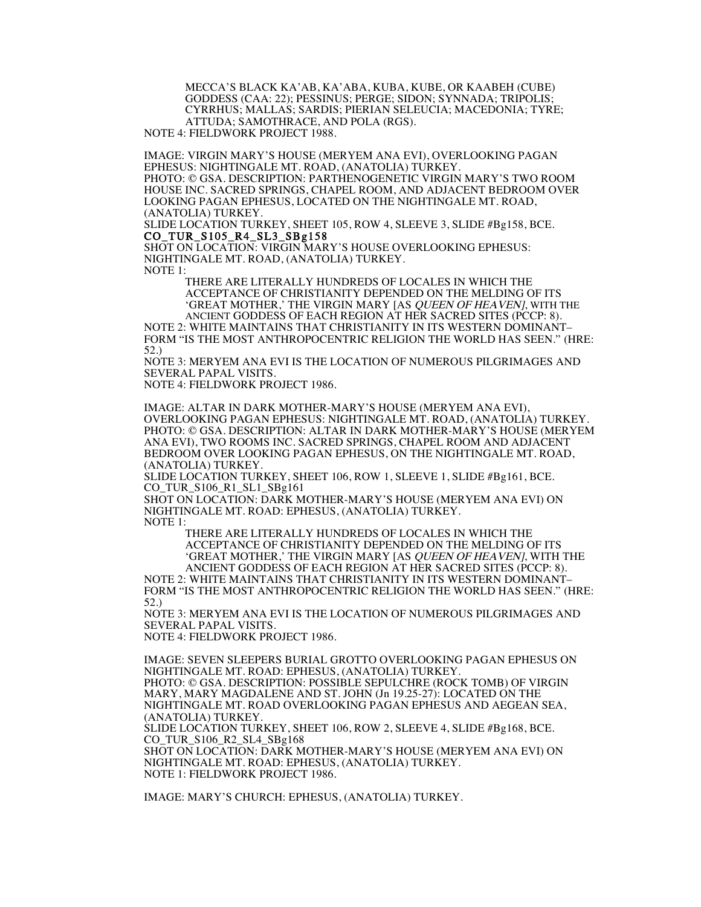MECCA'S BLACK KA'AB, KA'ABA, KUBA, KUBE, OR KAABEH (CUBE) GODDESS (CAA: 22); PESSINUS; PERGE; SIDON; SYNNADA; TRIPOLIS; CYRRHUS; MALLAS; SARDIS; PIERIAN SELEUCIA; MACEDONIA; TYRE; ATTUDA; SAMOTHRACE, AND POLA (RGS).

NOTE 4: FIELDWORK PROJECT 1988.

IMAGE: VIRGIN MARY'S HOUSE (MERYEM ANA EVI), OVERLOOKING PAGAN EPHESUS: NIGHTINGALE MT. ROAD, (ANATOLIA) TURKEY.
PHOTO: © GSA. DESCRIPTION: PARTHENOGENETIC VIRGIN MARY'S TWO ROOM HOUSE INC. SACRED SPRINGS, CHAPEL ROOM, AND ADJACENT BEDROOM OVER LOOKING PAGAN EPHESUS, LOCATED ON THE NIGHTINGALE MT. ROAD, (ANATOLIA) TURKEY.
SLIDE LOCATION TURKEY, SHEET 105, ROW 4, SLEEVE 3, SLIDE #Bg158, BCE.
**CO_TUR_S105_R4_SL3_SBg158**
SHOT ON LOCATION: VIRGIN MARY'S HOUSE OVERLOOKING EPHESUS: NIGHTINGALE MT. ROAD, (ANATOLIA) TURKEY.
NOTE 1:

> THERE ARE LITERALLY HUNDREDS OF LOCALES IN WHICH THE ACCEPTANCE OF CHRISTIANITY DEPENDED ON THE MELDING OF ITS 'GREAT MOTHER,' THE VIRGIN MARY [AS *QUEEN OF HEAVEN]*, WITH THE ANCIENT GODDESS OF EACH REGION AT HER SACRED SITES (PCCP: 8).

NOTE 2: WHITE MAINTAINS THAT CHRISTIANITY IN ITS WESTERN DOMINANT–FORM "IS THE MOST ANTHROPOCENTRIC RELIGION THE WORLD HAS SEEN." (HRE: 52.)
NOTE 3: MERYEM ANA EVI IS THE LOCATION OF NUMEROUS PILGRIMAGES AND SEVERAL PAPAL VISITS.
NOTE 4: FIELDWORK PROJECT 1986.

IMAGE: ALTAR IN DARK MOTHER-MARY'S HOUSE (MERYEM ANA EVI), OVERLOOKING PAGAN EPHESUS: NIGHTINGALE MT. ROAD, (ANATOLIA) TURKEY.
PHOTO: © GSA. DESCRIPTION: ALTAR IN DARK MOTHER-MARY'S HOUSE (MERYEM ANA EVI), TWO ROOMS INC. SACRED SPRINGS, CHAPEL ROOM AND ADJACENT BEDROOM OVER LOOKING PAGAN EPHESUS, ON THE NIGHTINGALE MT. ROAD, (ANATOLIA) TURKEY.
SLIDE LOCATION TURKEY, SHEET 106, ROW 1, SLEEVE 1, SLIDE #Bg161, BCE.
CO_TUR_S106_R1_SL1_SBg161
SHOT ON LOCATION: DARK MOTHER-MARY'S HOUSE (MERYEM ANA EVI) ON NIGHTINGALE MT. ROAD: EPHESUS, (ANATOLIA) TURKEY.
NOTE 1:

> THERE ARE LITERALLY HUNDREDS OF LOCALES IN WHICH THE ACCEPTANCE OF CHRISTIANITY DEPENDED ON THE MELDING OF ITS 'GREAT MOTHER,' THE VIRGIN MARY [AS *QUEEN OF HEAVEN]*, WITH THE ANCIENT GODDESS OF EACH REGION AT HER SACRED SITES (PCCP: 8).

NOTE 2: WHITE MAINTAINS THAT CHRISTIANITY IN ITS WESTERN DOMINANT–FORM "IS THE MOST ANTHROPOCENTRIC RELIGION THE WORLD HAS SEEN." (HRE: 52.)
NOTE 3: MERYEM ANA EVI IS THE LOCATION OF NUMEROUS PILGRIMAGES AND SEVERAL PAPAL VISITS.
NOTE 4: FIELDWORK PROJECT 1986.

IMAGE: SEVEN SLEEPERS BURIAL GROTTO OVERLOOKING PAGAN EPHESUS ON NIGHTINGALE MT. ROAD: EPHESUS, (ANATOLIA) TURKEY.
PHOTO: © GSA. DESCRIPTION: POSSIBLE SEPULCHRE (ROCK TOMB) OF VIRGIN MARY, MARY MAGDALENE AND ST. JOHN (Jn 19.25-27): LOCATED ON THE NIGHTINGALE MT. ROAD OVERLOOKING PAGAN EPHESUS AND AEGEAN SEA, (ANATOLIA) TURKEY.
SLIDE LOCATION TURKEY, SHEET 106, ROW 2, SLEEVE 4, SLIDE #Bg168, BCE.
CO_TUR_S106_R2_SL4_SBg168
SHOT ON LOCATION: DARK MOTHER-MARY'S HOUSE (MERYEM ANA EVI) ON NIGHTINGALE MT. ROAD: EPHESUS, (ANATOLIA) TURKEY.
NOTE 1: FIELDWORK PROJECT 1986.

IMAGE: MARY'S CHURCH: EPHESUS, (ANATOLIA) TURKEY.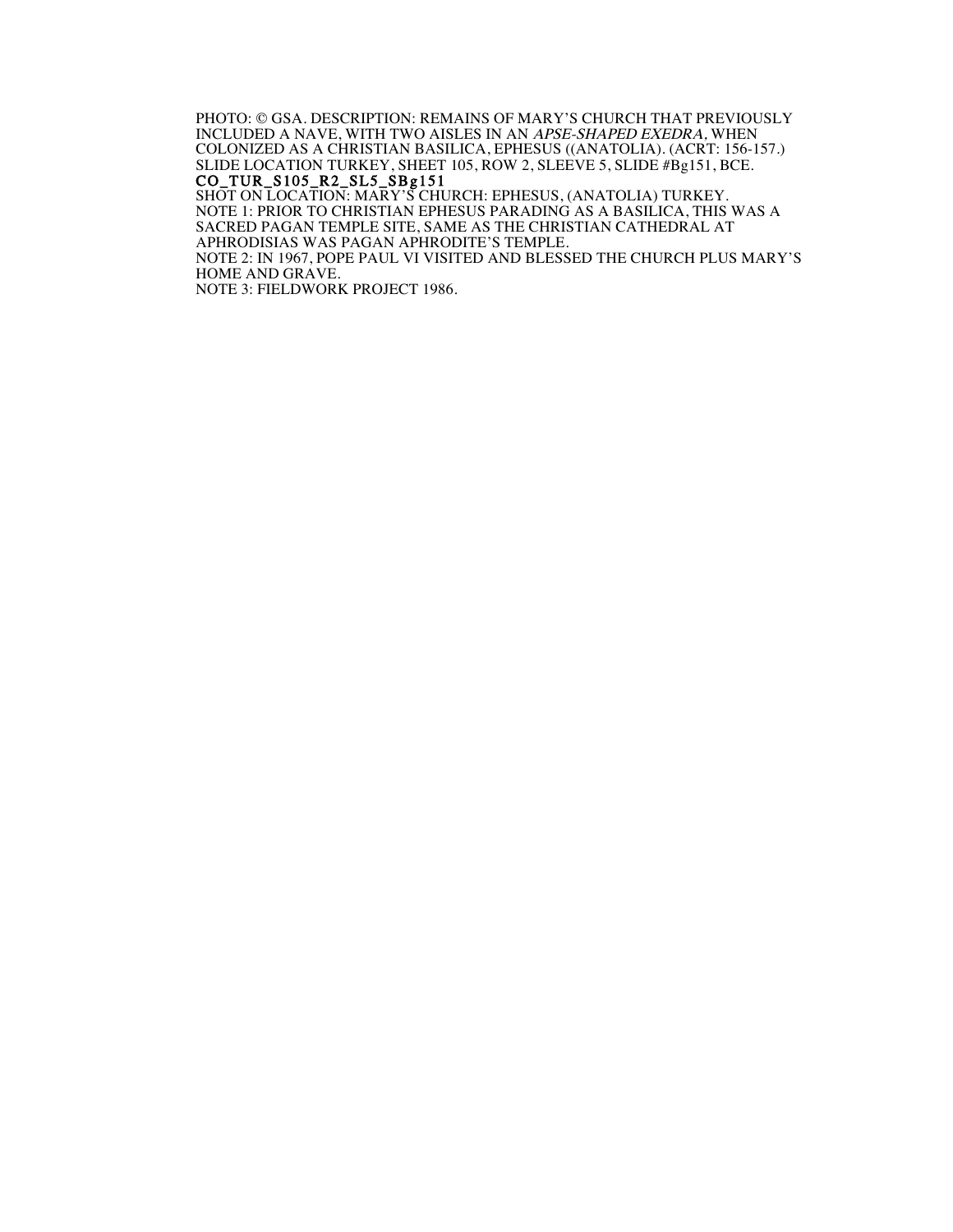PHOTO: © GSA. DESCRIPTION: REMAINS OF MARY'S CHURCH THAT PREVIOUSLY INCLUDED A NAVE, WITH TWO AISLES IN AN *APSE-SHAPED EXEDRA*, WHEN COLONIZED AS A CHRISTIAN BASILICA, EPHESUS ((ANATOLIA). (ACRT: 156-157.) SLIDE LOCATION TURKEY, SHEET 105, ROW 2, SLEEVE 5, SLIDE #Bg151, BCE.

**CO_TUR_S105_R2_SL5_SBg151**

SHOT ON LOCATION: MARY'S CHURCH: EPHESUS, (ANATOLIA) TURKEY.

NOTE 1: PRIOR TO CHRISTIAN EPHESUS PARADING AS A BASILICA, THIS WAS A SACRED PAGAN TEMPLE SITE, SAME AS THE CHRISTIAN CATHEDRAL AT APHRODISIAS WAS PAGAN APHRODITE'S TEMPLE.

NOTE 2: IN 1967, POPE PAUL VI VISITED AND BLESSED THE CHURCH PLUS MARY'S HOME AND GRAVE.

NOTE 3: FIELDWORK PROJECT 1986.